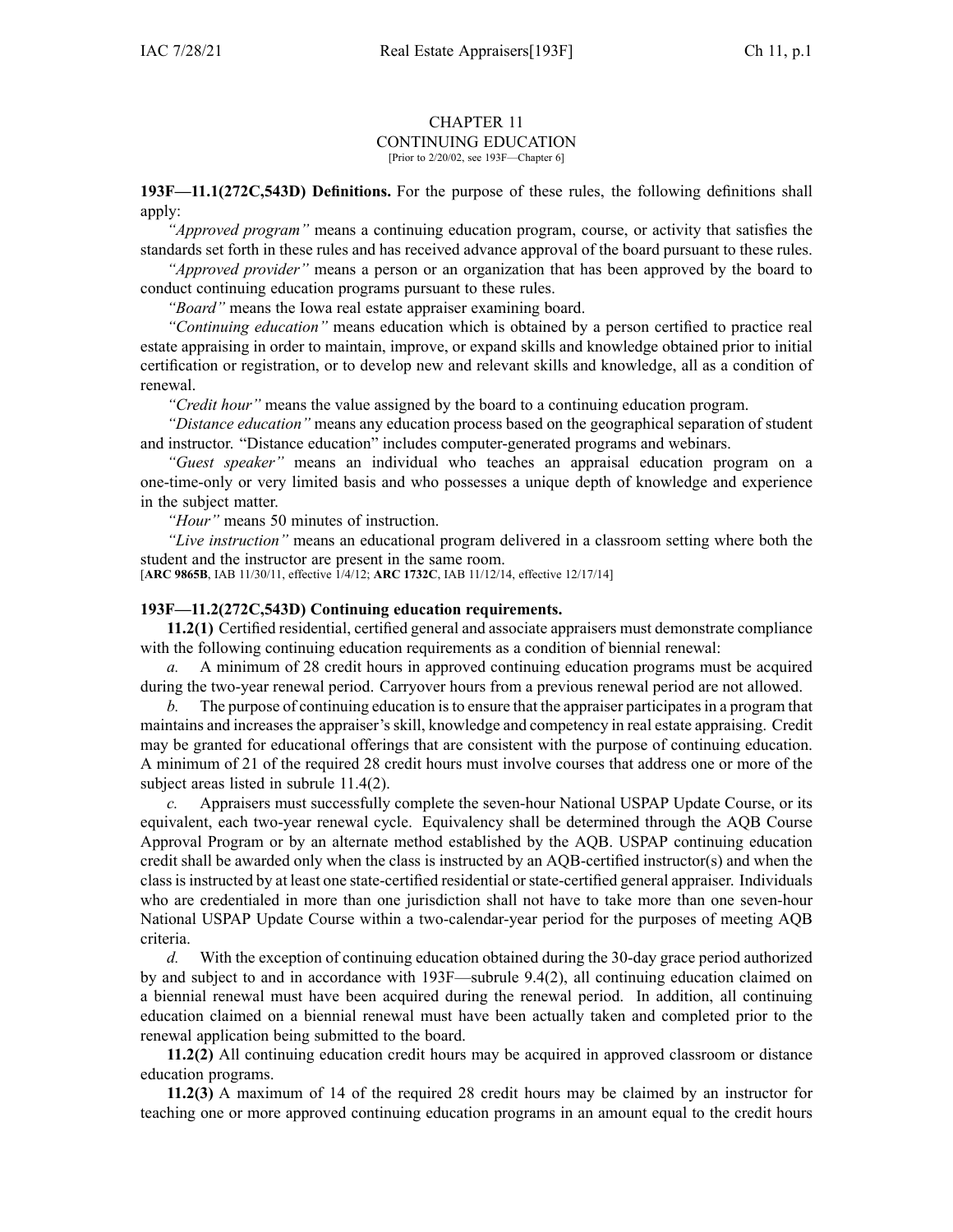# CHAPTER 11
## CONTINUING EDUCATION
[Prior to 2/20/02, see 193F—Chapter 6]

**193F—11.1(272C,543D) Definitions.** For the purpose of these rules, the following definitions shall apply:

*"Approved program"* means a continuing education program, course, or activity that satisfies the standards set forth in these rules and has received advance approval of the board pursuant to these rules.

*"Approved provider"* means a person or an organization that has been approved by the board to conduct continuing education programs pursuant to these rules.

*"Board"* means the Iowa real estate appraiser examining board.

*"Continuing education"* means education which is obtained by a person certified to practice real estate appraising in order to maintain, improve, or expand skills and knowledge obtained prior to initial certification or registration, or to develop new and relevant skills and knowledge, all as a condition of renewal.

*"Credit hour"* means the value assigned by the board to a continuing education program.

*"Distance education"* means any education process based on the geographical separation of student and instructor. "Distance education" includes computer-generated programs and webinars.

*"Guest speaker"* means an individual who teaches an appraisal education program on a one-time-only or very limited basis and who possesses a unique depth of knowledge and experience in the subject matter.

*"Hour"* means 50 minutes of instruction.

*"Live instruction"* means an educational program delivered in a classroom setting where both the student and the instructor are present in the same room.

[**ARC 9865B**, IAB 11/30/11, effective 1/4/12; **ARC 1732C**, IAB 11/12/14, effective 12/17/14]

**193F—11.2(272C,543D) Continuing education requirements.**

**11.2(1)** Certified residential, certified general and associate appraisers must demonstrate compliance with the following continuing education requirements as a condition of biennial renewal:

*a.* A minimum of 28 credit hours in approved continuing education programs must be acquired during the two-year renewal period. Carryover hours from a previous renewal period are not allowed.

*b.* The purpose of continuing education is to ensure that the appraiser participates in a program that maintains and increases the appraiser's skill, knowledge and competency in real estate appraising. Credit may be granted for educational offerings that are consistent with the purpose of continuing education. A minimum of 21 of the required 28 credit hours must involve courses that address one or more of the subject areas listed in subrule 11.4(2).

*c.* Appraisers must successfully complete the seven-hour National USPAP Update Course, or its equivalent, each two-year renewal cycle. Equivalency shall be determined through the AQB Course Approval Program or by an alternate method established by the AQB. USPAP continuing education credit shall be awarded only when the class is instructed by an AQB-certified instructor(s) and when the class is instructed by at least one state-certified residential or state-certified general appraiser. Individuals who are credentialed in more than one jurisdiction shall not have to take more than one seven-hour National USPAP Update Course within a two-calendar-year period for the purposes of meeting AQB criteria.

*d.* With the exception of continuing education obtained during the 30-day grace period authorized by and subject to and in accordance with 193F—subrule 9.4(2), all continuing education claimed on a biennial renewal must have been acquired during the renewal period. In addition, all continuing education claimed on a biennial renewal must have been actually taken and completed prior to the renewal application being submitted to the board.

**11.2(2)** All continuing education credit hours may be acquired in approved classroom or distance education programs.

**11.2(3)** A maximum of 14 of the required 28 credit hours may be claimed by an instructor for teaching one or more approved continuing education programs in an amount equal to the credit hours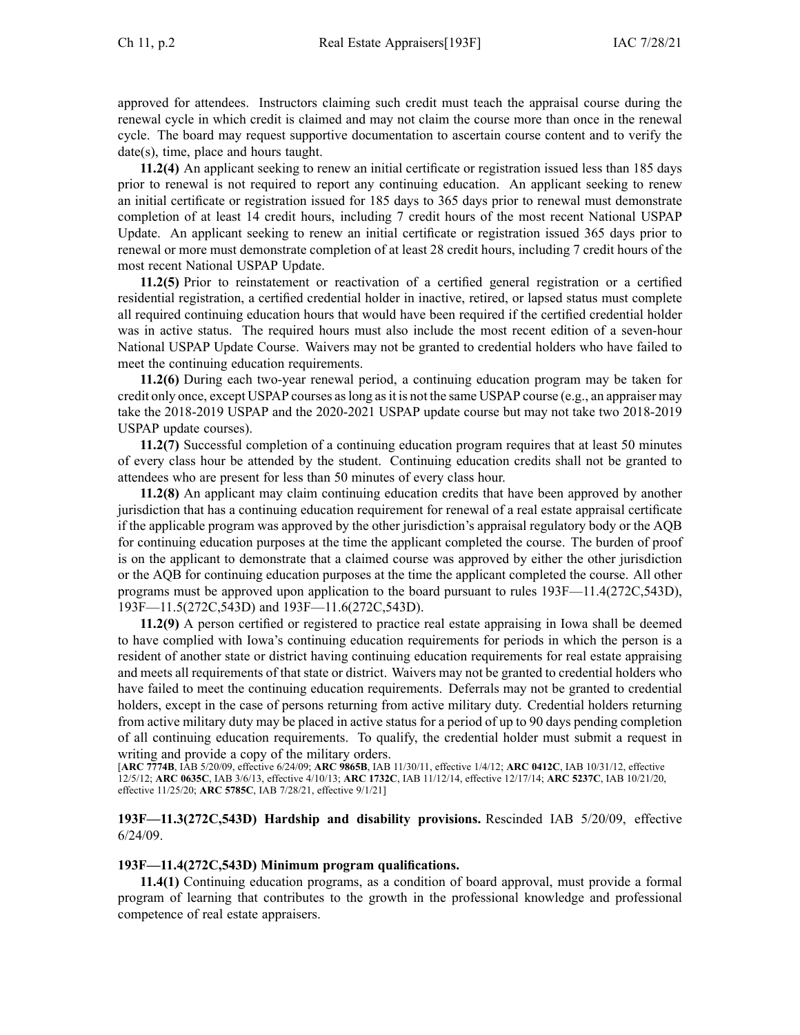approved for attendees. Instructors claiming such credit must teach the appraisal course during the renewal cycle in which credit is claimed and may not claim the course more than once in the renewal cycle. The board may request supportive documentation to ascertain course content and to verify the date(s), time, place and hours taught.

**11.2(4)** An applicant seeking to renew an initial certificate or registration issued less than 185 days prior to renewal is not required to report any continuing education. An applicant seeking to renew an initial certificate or registration issued for 185 days to 365 days prior to renewal must demonstrate completion of at least 14 credit hours, including 7 credit hours of the most recent National USPAP Update. An applicant seeking to renew an initial certificate or registration issued 365 days prior to renewal or more must demonstrate completion of at least 28 credit hours, including 7 credit hours of the most recent National USPAP Update.

**11.2(5)** Prior to reinstatement or reactivation of a certified general registration or a certified residential registration, a certified credential holder in inactive, retired, or lapsed status must complete all required continuing education hours that would have been required if the certified credential holder was in active status. The required hours must also include the most recent edition of a seven-hour National USPAP Update Course. Waivers may not be granted to credential holders who have failed to meet the continuing education requirements.

**11.2(6)** During each two-year renewal period, a continuing education program may be taken for credit only once, except USPAP courses as long as it is not the same USPAP course (e.g., an appraiser may take the 2018-2019 USPAP and the 2020-2021 USPAP update course but may not take two 2018-2019 USPAP update courses).

**11.2(7)** Successful completion of a continuing education program requires that at least 50 minutes of every class hour be attended by the student. Continuing education credits shall not be granted to attendees who are present for less than 50 minutes of every class hour.

**11.2(8)** An applicant may claim continuing education credits that have been approved by another jurisdiction that has a continuing education requirement for renewal of a real estate appraisal certificate if the applicable program was approved by the other jurisdiction's appraisal regulatory body or the AQB for continuing education purposes at the time the applicant completed the course. The burden of proof is on the applicant to demonstrate that a claimed course was approved by either the other jurisdiction or the AQB for continuing education purposes at the time the applicant completed the course. All other programs must be approved upon application to the board pursuant to rules 193F—11.4(272C,543D), 193F—11.5(272C,543D) and 193F—11.6(272C,543D).

**11.2(9)** A person certified or registered to practice real estate appraising in Iowa shall be deemed to have complied with Iowa's continuing education requirements for periods in which the person is a resident of another state or district having continuing education requirements for real estate appraising and meets all requirements of that state or district. Waivers may not be granted to credential holders who have failed to meet the continuing education requirements. Deferrals may not be granted to credential holders, except in the case of persons returning from active military duty. Credential holders returning from active military duty may be placed in active status for a period of up to 90 days pending completion of all continuing education requirements. To qualify, the credential holder must submit a request in writing and provide a copy of the military orders.

[**ARC 7774B**, IAB 5/20/09, effective 6/24/09; **ARC 9865B**, IAB 11/30/11, effective 1/4/12; **ARC 0412C**, IAB 10/31/12, effective 12/5/12; **ARC 0635C**, IAB 3/6/13, effective 4/10/13; **ARC 1732C**, IAB 11/12/14, effective 12/17/14; **ARC 5237C**, IAB 10/21/20, effective 11/25/20; **ARC 5785C**, IAB 7/28/21, effective 9/1/21]

**193F—11.3(272C,543D) Hardship and disability provisions.** Rescinded IAB 5/20/09, effective 6/24/09.

**193F—11.4(272C,543D) Minimum program qualifications.**

**11.4(1)** Continuing education programs, as a condition of board approval, must provide a formal program of learning that contributes to the growth in the professional knowledge and professional competence of real estate appraisers.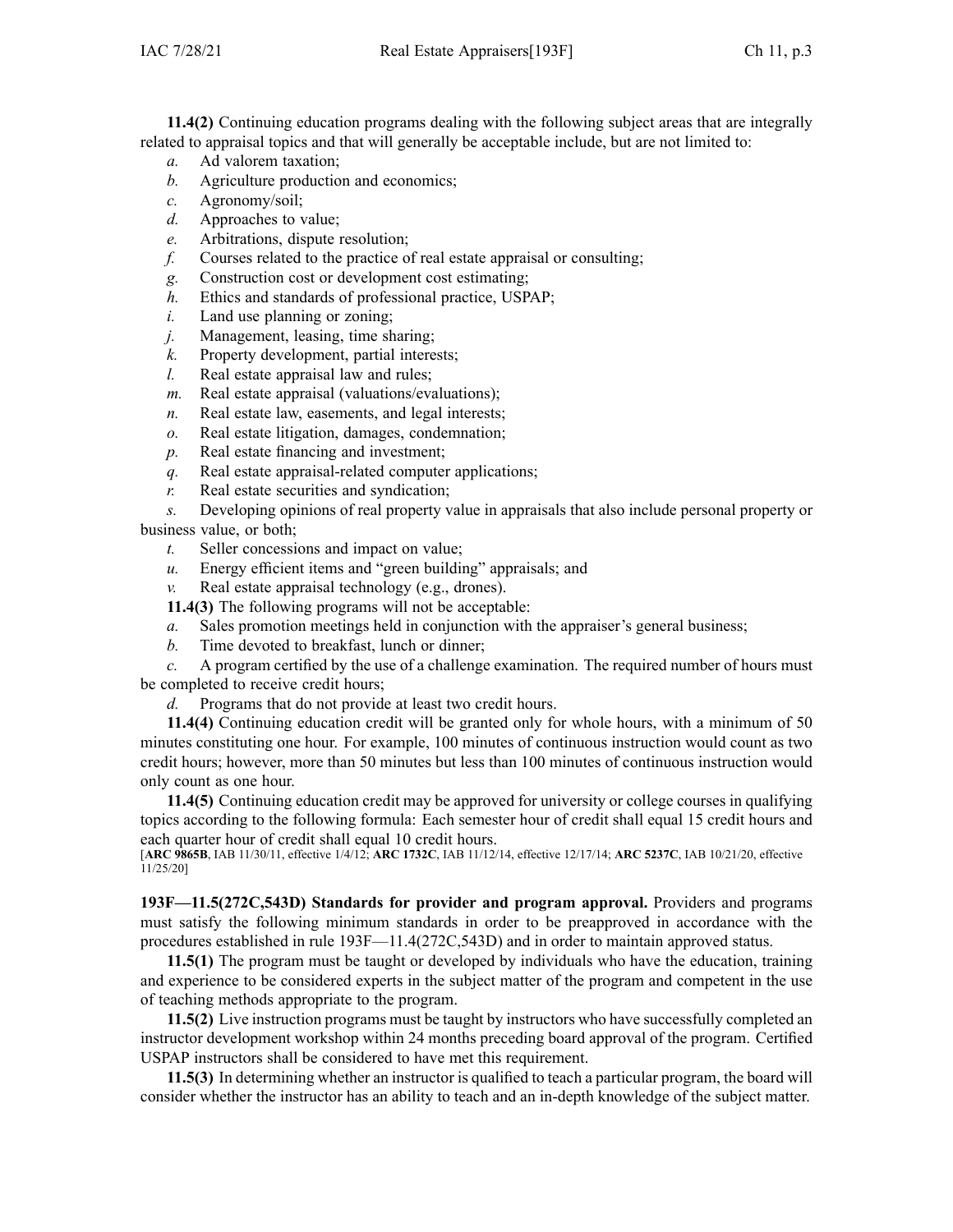**11.4(2)** Continuing education programs dealing with the following subject areas that are integrally related to appraisal topics and that will generally be acceptable include, but are not limited to:

*a.* Ad valorem taxation;

*b.* Agriculture production and economics;

*c.* Agronomy/soil;

*d.* Approaches to value;

*e.* Arbitrations, dispute resolution;

*f.* Courses related to the practice of real estate appraisal or consulting;

*g.* Construction cost or development cost estimating;

*h.* Ethics and standards of professional practice, USPAP;

*i.* Land use planning or zoning;

*j.* Management, leasing, time sharing;

*k.* Property development, partial interests;

*l.* Real estate appraisal law and rules;

*m.* Real estate appraisal (valuations/evaluations);

*n.* Real estate law, easements, and legal interests;

*o.* Real estate litigation, damages, condemnation;

*p.* Real estate financing and investment;

*q.* Real estate appraisal-related computer applications;

*r.* Real estate securities and syndication;

*s.* Developing opinions of real property value in appraisals that also include personal property or business value, or both;

*t.* Seller concessions and impact on value;

*u.* Energy efficient items and "green building" appraisals; and

*v.* Real estate appraisal technology (e.g., drones).

**11.4(3)** The following programs will not be acceptable:

*a.* Sales promotion meetings held in conjunction with the appraiser's general business;

*b.* Time devoted to breakfast, lunch or dinner;

*c.* A program certified by the use of a challenge examination. The required number of hours must be completed to receive credit hours;

*d.* Programs that do not provide at least two credit hours.

**11.4(4)** Continuing education credit will be granted only for whole hours, with a minimum of 50 minutes constituting one hour. For example, 100 minutes of continuous instruction would count as two credit hours; however, more than 50 minutes but less than 100 minutes of continuous instruction would only count as one hour.

**11.4(5)** Continuing education credit may be approved for university or college courses in qualifying topics according to the following formula: Each semester hour of credit shall equal 15 credit hours and each quarter hour of credit shall equal 10 credit hours.

[**ARC 9865B**, IAB 11/30/11, effective 1/4/12; **ARC 1732C**, IAB 11/12/14, effective 12/17/14; **ARC 5237C**, IAB 10/21/20, effective 11/25/20]

**193F—11.5(272C,543D) Standards for provider and program approval.** Providers and programs must satisfy the following minimum standards in order to be preapproved in accordance with the procedures established in rule 193F—11.4(272C,543D) and in order to maintain approved status.

**11.5(1)** The program must be taught or developed by individuals who have the education, training and experience to be considered experts in the subject matter of the program and competent in the use of teaching methods appropriate to the program.

**11.5(2)** Live instruction programs must be taught by instructors who have successfully completed an instructor development workshop within 24 months preceding board approval of the program. Certified USPAP instructors shall be considered to have met this requirement.

**11.5(3)** In determining whether an instructor is qualified to teach a particular program, the board will consider whether the instructor has an ability to teach and an in-depth knowledge of the subject matter.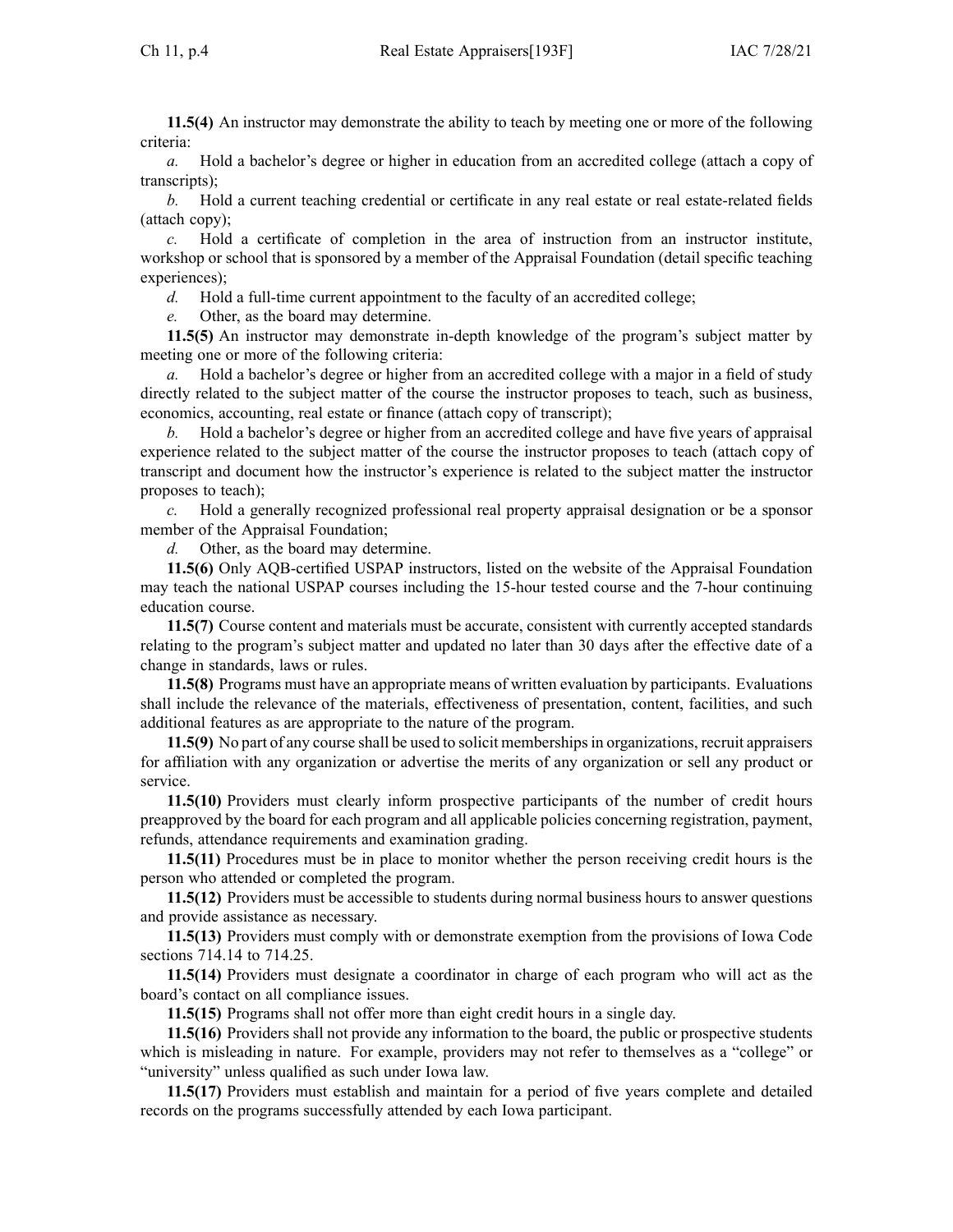**11.5(4)** An instructor may demonstrate the ability to teach by meeting one or more of the following criteria:

*a.* Hold a bachelor's degree or higher in education from an accredited college (attach a copy of transcripts);

*b.* Hold a current teaching credential or certificate in any real estate or real estate-related fields (attach copy);

*c.* Hold a certificate of completion in the area of instruction from an instructor institute, workshop or school that is sponsored by a member of the Appraisal Foundation (detail specific teaching experiences);

*d.* Hold a full-time current appointment to the faculty of an accredited college;

*e.* Other, as the board may determine.

**11.5(5)** An instructor may demonstrate in-depth knowledge of the program's subject matter by meeting one or more of the following criteria:

*a.* Hold a bachelor's degree or higher from an accredited college with a major in a field of study directly related to the subject matter of the course the instructor proposes to teach, such as business, economics, accounting, real estate or finance (attach copy of transcript);

*b.* Hold a bachelor's degree or higher from an accredited college and have five years of appraisal experience related to the subject matter of the course the instructor proposes to teach (attach copy of transcript and document how the instructor's experience is related to the subject matter the instructor proposes to teach);

*c.* Hold a generally recognized professional real property appraisal designation or be a sponsor member of the Appraisal Foundation;

*d.* Other, as the board may determine.

**11.5(6)** Only AQB-certified USPAP instructors, listed on the website of the Appraisal Foundation may teach the national USPAP courses including the 15-hour tested course and the 7-hour continuing education course.

**11.5(7)** Course content and materials must be accurate, consistent with currently accepted standards relating to the program's subject matter and updated no later than 30 days after the effective date of a change in standards, laws or rules.

**11.5(8)** Programs must have an appropriate means of written evaluation by participants. Evaluations shall include the relevance of the materials, effectiveness of presentation, content, facilities, and such additional features as are appropriate to the nature of the program.

**11.5(9)** No part of any course shall be used to solicit memberships in organizations, recruit appraisers for affiliation with any organization or advertise the merits of any organization or sell any product or service.

**11.5(10)** Providers must clearly inform prospective participants of the number of credit hours preapproved by the board for each program and all applicable policies concerning registration, payment, refunds, attendance requirements and examination grading.

**11.5(11)** Procedures must be in place to monitor whether the person receiving credit hours is the person who attended or completed the program.

**11.5(12)** Providers must be accessible to students during normal business hours to answer questions and provide assistance as necessary.

**11.5(13)** Providers must comply with or demonstrate exemption from the provisions of Iowa Code sections 714.14 to 714.25.

**11.5(14)** Providers must designate a coordinator in charge of each program who will act as the board's contact on all compliance issues.

**11.5(15)** Programs shall not offer more than eight credit hours in a single day.

**11.5(16)** Providers shall not provide any information to the board, the public or prospective students which is misleading in nature. For example, providers may not refer to themselves as a "college" or "university" unless qualified as such under Iowa law.

**11.5(17)** Providers must establish and maintain for a period of five years complete and detailed records on the programs successfully attended by each Iowa participant.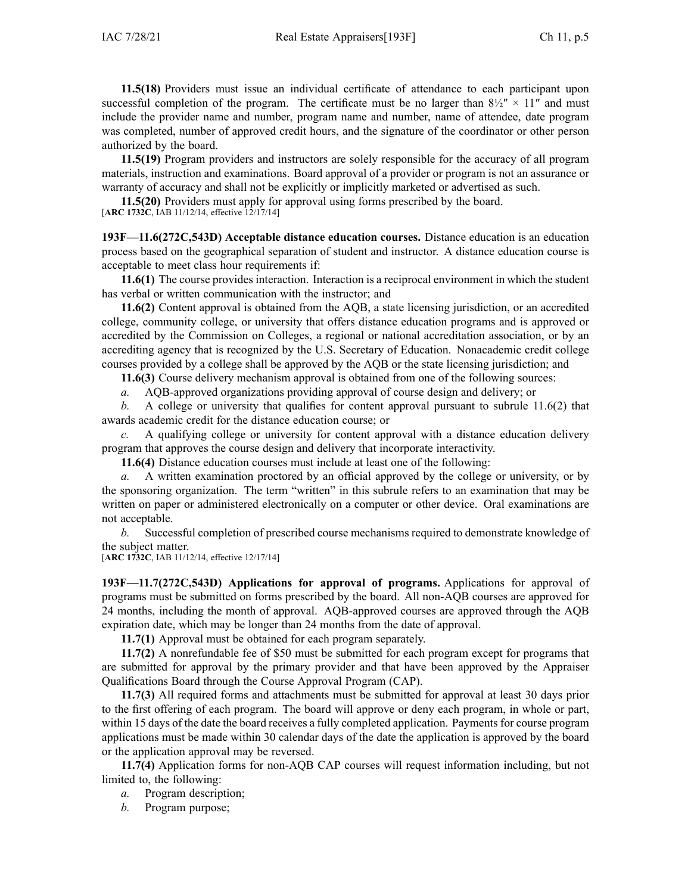**11.5(18)** Providers must issue an individual certificate of attendance to each participant upon successful completion of the program. The certificate must be no larger than 8½″ × 11″ and must include the provider name and number, program name and number, name of attendee, date program was completed, number of approved credit hours, and the signature of the coordinator or other person authorized by the board.

**11.5(19)** Program providers and instructors are solely responsible for the accuracy of all program materials, instruction and examinations. Board approval of a provider or program is not an assurance or warranty of accuracy and shall not be explicitly or implicitly marketed or advertised as such.

**11.5(20)** Providers must apply for approval using forms prescribed by the board.
[**ARC 1732C**, IAB 11/12/14, effective 12/17/14]

**193F—11.6(272C,543D) Acceptable distance education courses.** Distance education is an education process based on the geographical separation of student and instructor. A distance education course is acceptable to meet class hour requirements if:

**11.6(1)** The course provides interaction. Interaction is a reciprocal environment in which the student has verbal or written communication with the instructor; and

**11.6(2)** Content approval is obtained from the AQB, a state licensing jurisdiction, or an accredited college, community college, or university that offers distance education programs and is approved or accredited by the Commission on Colleges, a regional or national accreditation association, or by an accrediting agency that is recognized by the U.S. Secretary of Education. Nonacademic credit college courses provided by a college shall be approved by the AQB or the state licensing jurisdiction; and

**11.6(3)** Course delivery mechanism approval is obtained from one of the following sources:

*a.* AQB-approved organizations providing approval of course design and delivery; or

*b.* A college or university that qualifies for content approval pursuant to subrule 11.6(2) that awards academic credit for the distance education course; or

*c.* A qualifying college or university for content approval with a distance education delivery program that approves the course design and delivery that incorporate interactivity.

**11.6(4)** Distance education courses must include at least one of the following:

*a.* A written examination proctored by an official approved by the college or university, or by the sponsoring organization. The term "written" in this subrule refers to an examination that may be written on paper or administered electronically on a computer or other device. Oral examinations are not acceptable.

*b.* Successful completion of prescribed course mechanisms required to demonstrate knowledge of the subject matter.
[**ARC 1732C**, IAB 11/12/14, effective 12/17/14]

**193F—11.7(272C,543D) Applications for approval of programs.** Applications for approval of programs must be submitted on forms prescribed by the board. All non-AQB courses are approved for 24 months, including the month of approval. AQB-approved courses are approved through the AQB expiration date, which may be longer than 24 months from the date of approval.

**11.7(1)** Approval must be obtained for each program separately.

**11.7(2)** A nonrefundable fee of $50 must be submitted for each program except for programs that are submitted for approval by the primary provider and that have been approved by the Appraiser Qualifications Board through the Course Approval Program (CAP).

**11.7(3)** All required forms and attachments must be submitted for approval at least 30 days prior to the first offering of each program. The board will approve or deny each program, in whole or part, within 15 days of the date the board receives a fully completed application. Payments for course program applications must be made within 30 calendar days of the date the application is approved by the board or the application approval may be reversed.

**11.7(4)** Application forms for non-AQB CAP courses will request information including, but not limited to, the following:

*a.* Program description;

*b.* Program purpose;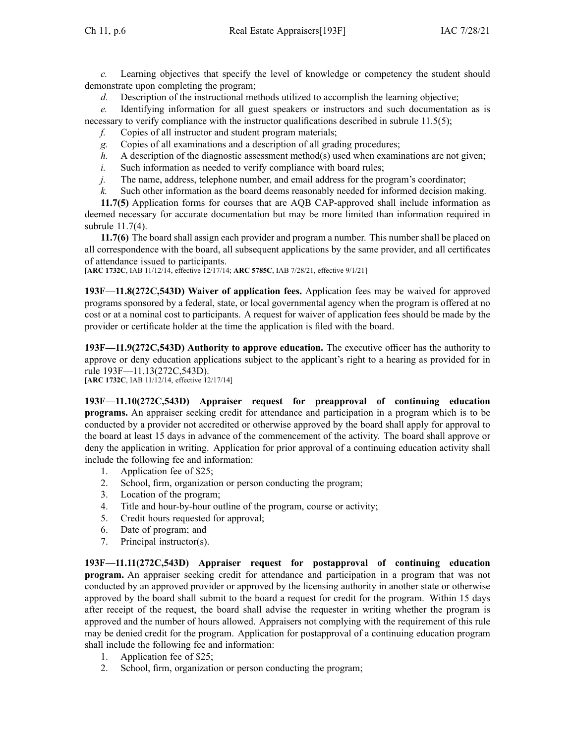*c.* Learning objectives that specify the level of knowledge or competency the student should demonstrate upon completing the program;

*d.* Description of the instructional methods utilized to accomplish the learning objective;

*e.* Identifying information for all guest speakers or instructors and such documentation as is necessary to verify compliance with the instructor qualifications described in subrule 11.5(5);

*f.* Copies of all instructor and student program materials;

*g.* Copies of all examinations and a description of all grading procedures;

*h.* A description of the diagnostic assessment method(s) used when examinations are not given;

*i.* Such information as needed to verify compliance with board rules;

*j.* The name, address, telephone number, and email address for the program's coordinator;

*k.* Such other information as the board deems reasonably needed for informed decision making.

**11.7(5)** Application forms for courses that are AQB CAP-approved shall include information as deemed necessary for accurate documentation but may be more limited than information required in subrule 11.7(4).

**11.7(6)** The board shall assign each provider and program a number. This number shall be placed on all correspondence with the board, all subsequent applications by the same provider, and all certificates of attendance issued to participants.

[**ARC 1732C**, IAB 11/12/14, effective 12/17/14; **ARC 5785C**, IAB 7/28/21, effective 9/1/21]

**193F—11.8(272C,543D) Waiver of application fees.** Application fees may be waived for approved programs sponsored by a federal, state, or local governmental agency when the program is offered at no cost or at a nominal cost to participants. A request for waiver of application fees should be made by the provider or certificate holder at the time the application is filed with the board.

**193F—11.9(272C,543D) Authority to approve education.** The executive officer has the authority to approve or deny education applications subject to the applicant's right to a hearing as provided for in rule 193F—11.13(272C,543D).

[**ARC 1732C**, IAB 11/12/14, effective 12/17/14]

**193F—11.10(272C,543D) Appraiser request for preapproval of continuing education programs.** An appraiser seeking credit for attendance and participation in a program which is to be conducted by a provider not accredited or otherwise approved by the board shall apply for approval to the board at least 15 days in advance of the commencement of the activity. The board shall approve or deny the application in writing. Application for prior approval of a continuing education activity shall include the following fee and information:

1. Application fee of $25;
2. School, firm, organization or person conducting the program;
3. Location of the program;
4. Title and hour-by-hour outline of the program, course or activity;
5. Credit hours requested for approval;
6. Date of program; and
7. Principal instructor(s).

**193F—11.11(272C,543D) Appraiser request for postapproval of continuing education program.** An appraiser seeking credit for attendance and participation in a program that was not conducted by an approved provider or approved by the licensing authority in another state or otherwise approved by the board shall submit to the board a request for credit for the program. Within 15 days after receipt of the request, the board shall advise the requester in writing whether the program is approved and the number of hours allowed. Appraisers not complying with the requirement of this rule may be denied credit for the program. Application for postapproval of a continuing education program shall include the following fee and information:

1. Application fee of $25;
2. School, firm, organization or person conducting the program;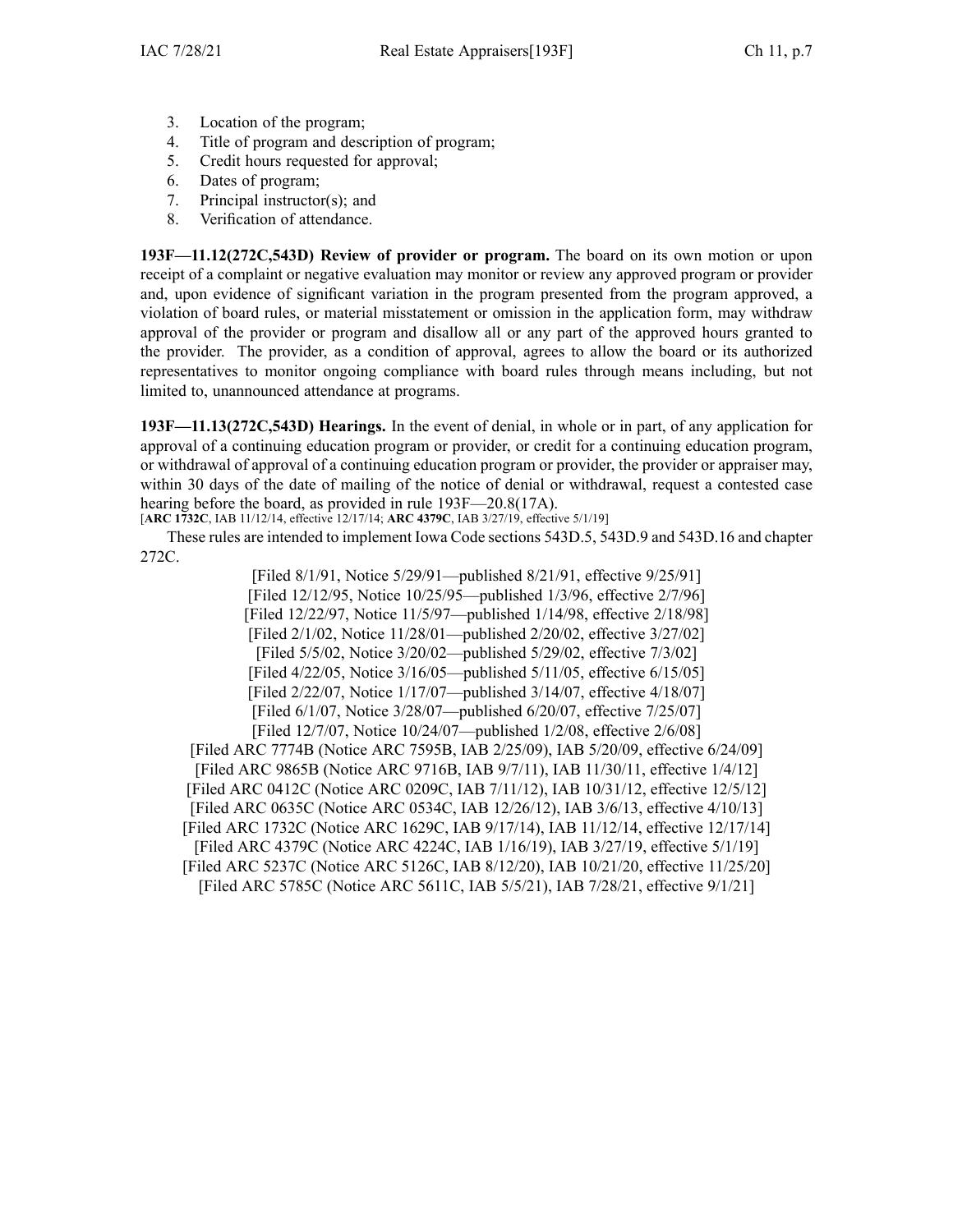3. Location of the program;
4. Title of program and description of program;
5. Credit hours requested for approval;
6. Dates of program;
7. Principal instructor(s); and
8. Verification of attendance.

**193F—11.12(272C,543D) Review of provider or program.** The board on its own motion or upon receipt of a complaint or negative evaluation may monitor or review any approved program or provider and, upon evidence of significant variation in the program presented from the program approved, a violation of board rules, or material misstatement or omission in the application form, may withdraw approval of the provider or program and disallow all or any part of the approved hours granted to the provider. The provider, as a condition of approval, agrees to allow the board or its authorized representatives to monitor ongoing compliance with board rules through means including, but not limited to, unannounced attendance at programs.

**193F—11.13(272C,543D) Hearings.** In the event of denial, in whole or in part, of any application for approval of a continuing education program or provider, or credit for a continuing education program, or withdrawal of approval of a continuing education program or provider, the provider or appraiser may, within 30 days of the date of mailing of the notice of denial or withdrawal, request a contested case hearing before the board, as provided in rule 193F—20.8(17A).
[**ARC 1732C**, IAB 11/12/14, effective 12/17/14; **ARC 4379C**, IAB 3/27/19, effective 5/1/19]

These rules are intended to implement Iowa Code sections 543D.5, 543D.9 and 543D.16 and chapter 272C.

[Filed 8/1/91, Notice 5/29/91—published 8/21/91, effective 9/25/91]
[Filed 12/12/95, Notice 10/25/95—published 1/3/96, effective 2/7/96]
[Filed 12/22/97, Notice 11/5/97—published 1/14/98, effective 2/18/98]
[Filed 2/1/02, Notice 11/28/01—published 2/20/02, effective 3/27/02]
[Filed 5/5/02, Notice 3/20/02—published 5/29/02, effective 7/3/02]
[Filed 4/22/05, Notice 3/16/05—published 5/11/05, effective 6/15/05]
[Filed 2/22/07, Notice 1/17/07—published 3/14/07, effective 4/18/07]
[Filed 6/1/07, Notice 3/28/07—published 6/20/07, effective 7/25/07]
[Filed 12/7/07, Notice 10/24/07—published 1/2/08, effective 2/6/08]
[Filed ARC 7774B (Notice ARC 7595B, IAB 2/25/09), IAB 5/20/09, effective 6/24/09]
[Filed ARC 9865B (Notice ARC 9716B, IAB 9/7/11), IAB 11/30/11, effective 1/4/12]
[Filed ARC 0412C (Notice ARC 0209C, IAB 7/11/12), IAB 10/31/12, effective 12/5/12]
[Filed ARC 0635C (Notice ARC 0534C, IAB 12/26/12), IAB 3/6/13, effective 4/10/13]
[Filed ARC 1732C (Notice ARC 1629C, IAB 9/17/14), IAB 11/12/14, effective 12/17/14]
[Filed ARC 4379C (Notice ARC 4224C, IAB 1/16/19), IAB 3/27/19, effective 5/1/19]
[Filed ARC 5237C (Notice ARC 5126C, IAB 8/12/20), IAB 10/21/20, effective 11/25/20]
[Filed ARC 5785C (Notice ARC 5611C, IAB 5/5/21), IAB 7/28/21, effective 9/1/21]